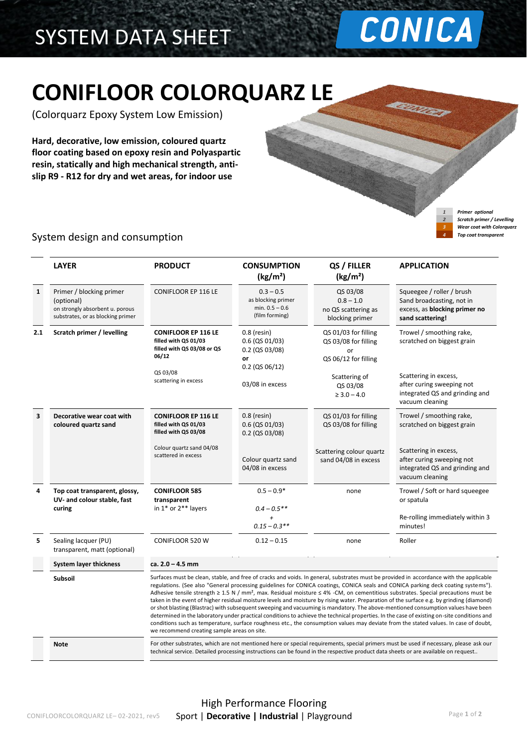SYSTEM DATA SHEET

# CONIFLOOR COLORQUARZ LE

(Colorquarz Epoxy System Low Emission)

**Hard, decorative, low emission, coloured quartz floor coating based on epoxy resin and Polyaspartic resin, statically and high mechanical strength, anti-slip R9 - R12 for dry and wet areas, for indoor use**

*1 Primer optional*
*2 Scratch primer / Levelling*
*3 Wear coat with Colorquarz*
*4 Top coat transparent*

## System design and consumption

| | LAYER | PRODUCT | CONSUMPTION (kg/m²) | QS / FILLER (kg/m²) | APPLICATION |
|---|---|---|---|---|---|
| **1** | Primer / blocking primer (optional) on strongly absorbent u. porous substrates, or as blocking primer | CONIFLOOR EP 116 LE | 0.3 – 0.5 as blocking primer min. 0.5 – 0.6 (film forming) | QS 03/08 0.8 – 1.0 no QS scattering as blocking primer | Squeegee / roller / brush Sand broadcasting, not in excess, as **blocking primer no sand scattering!** |
| **2.1** | **Scratch primer / levelling** | **CONIFLOOR EP 116 LE filled with QS 01/03 filled with QS 03/08 or QS 06/12** QS 03/08 scattering in excess | 0.8 (resin) 0.6 (QS 01/03) 0.2 (QS 03/08) **or** 0.2 (QS 06/12) 03/08 in excess | QS 01/03 for filling QS 03/08 for filling or QS 06/12 for filling Scattering of QS 03/08 ≥ 3.0 – 4.0 | Trowel / smoothing rake, scratched on biggest grain Scattering in excess, after curing sweeping not integrated QS and grinding and vacuum cleaning |
| **3** | **Decorative wear coat with coloured quartz sand** | **CONIFLOOR EP 116 LE filled with QS 01/03 filled with QS 03/08** Colour quartz sand 04/08 scattered in excess | 0.8 (resin) 0.6 (QS 01/03) 0.2 (QS 03/08) Colour quartz sand 04/08 in excess | QS 01/03 for filling QS 03/08 for filling Scattering colour quartz sand 04/08 in excess | Trowel / smoothing rake, scratched on biggest grain Scattering in excess, after curing sweeping not integrated QS and grinding and vacuum cleaning |
| **4** | **Top coat transparent, glossy, UV- and colour stable, fast curing** | **CONIFLOOR 585 transparent** in 1* or 2** layers | 0.5 – 0.9* *0.4 – 0.5*** *+* *0.15 – 0.3*** | none | Trowel / Soft or hard squeegee or spatula Re-rolling immediately within 3 minutes! |
| **5** | Sealing lacquer (PU) transparent, matt (optional) | CONIFLOOR 520 W | 0.12 – 0.15 | none | Roller |
| | **System layer thickness** | **ca. 2.0 – 4.5 mm** | | | |

**Subsoil**

Surfaces must be clean, stable, and free of cracks and voids. In general, substrates must be provided in accordance with the applicable regulations. (See also "General processing guidelines for CONICA coatings, CONICA seals and CONICA parking deck coating systems"). Adhesive tensile strength ≥ 1.5 N / mm², max. Residual moisture ≤ 4% -CM, on cementitious substrates. Special precautions must be taken in the event of higher residual moisture levels and moisture by rising water. Preparation of the surface e.g. by grinding (diamond) or shot blasting (Blastrac) with subsequent sweeping and vacuuming is mandatory. The above-mentioned consumption values have been determined in the laboratory under practical conditions to achieve the technical properties. In the case of existing on-site conditions and conditions such as temperature, surface roughness etc., the consumption values may deviate from the stated values. In case of doubt, we recommend creating sample areas on site.

**Note**

For other substrates, which are not mentioned here or special requirements, special primers must be used if necessary, please ask our technical service. Detailed processing instructions can be found in the respective product data sheets or are available on request..

High Performance Flooring
Sport | **Decorative | Industrial** | Playground

CONIFLOORCOLORQUARZ LE– 02-2021, rev5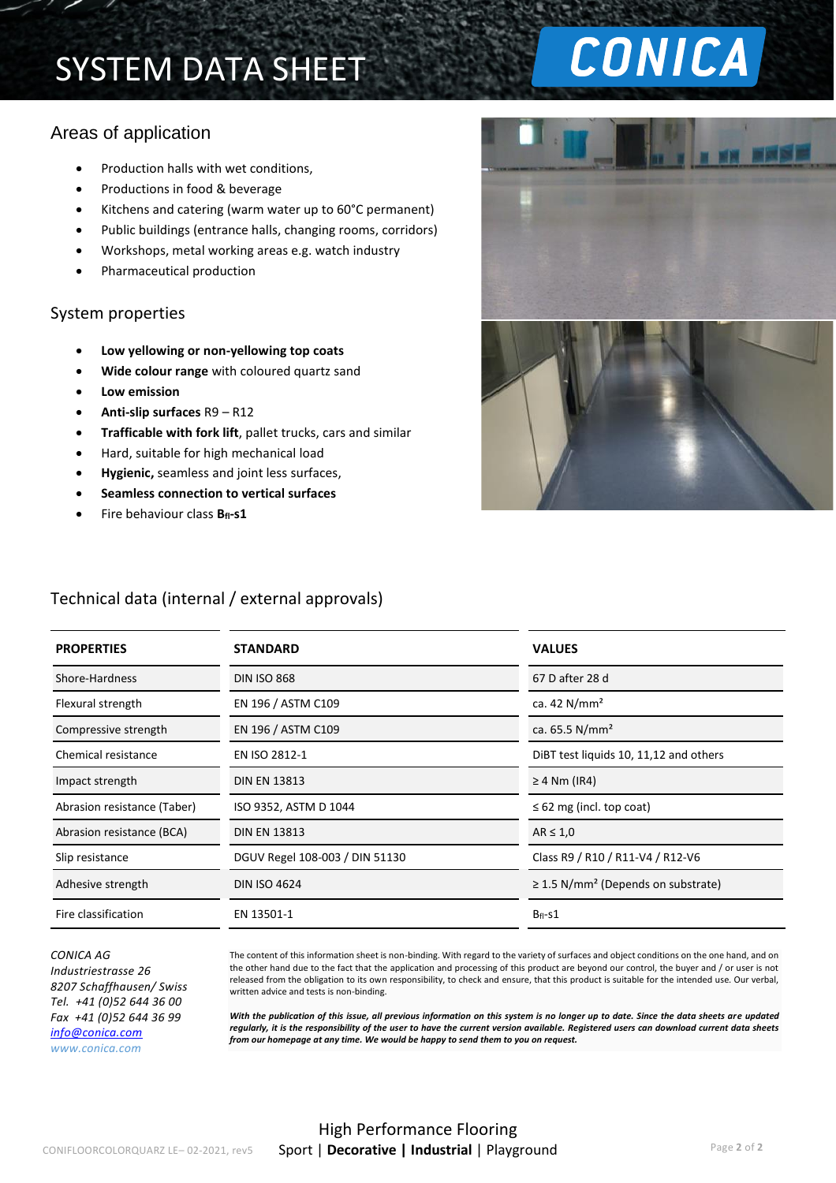# SYSTEM DATA SHEET

CONICA

## Areas of application

- Production halls with wet conditions,
- Productions in food & beverage
- Kitchens and catering (warm water up to 60°C permanent)
- Public buildings (entrance halls, changing rooms, corridors)
- Workshops, metal working areas e.g. watch industry
- Pharmaceutical production

## System properties

- **Low yellowing or non-yellowing top coats**
- **Wide colour range** with coloured quartz sand
- **Low emission**
- **Anti-slip surfaces** R9 – R12
- **Trafficable with fork lift**, pallet trucks, cars and similar
- Hard, suitable for high mechanical load
- **Hygienic,** seamless and joint less surfaces,
- **Seamless connection to vertical surfaces**
- Fire behaviour class **$B_{fl}$-s1**

## Technical data (internal / external approvals)

| PROPERTIES | STANDARD | VALUES |
|---|---|---|
| Shore-Hardness | DIN ISO 868 | 67 D after 28 d |
| Flexural strength | EN 196 / ASTM C109 | ca. 42 N/mm² |
| Compressive strength | EN 196 / ASTM C109 | ca. 65.5 N/mm² |
| Chemical resistance | EN ISO 2812-1 | DiBT test liquids 10, 11,12 and others |
| Impact strength | DIN EN 13813 | ≥ 4 Nm (IR4) |
| Abrasion resistance (Taber) | ISO 9352, ASTM D 1044 | ≤ 62 mg (incl. top coat) |
| Abrasion resistance (BCA) | DIN EN 13813 | AR ≤ 1,0 |
| Slip resistance | DGUV Regel 108-003 / DIN 51130 | Class R9 / R10 / R11-V4 / R12-V6 |
| Adhesive strength | DIN ISO 4624 | ≥ 1.5 N/mm² (Depends on substrate) |
| Fire classification | EN 13501-1 | $B_{fl}$-s1 |

*CONICA AG*
*Industriestrasse 26*
*8207 Schaffhausen/ Swiss*
*Tel. +41 (0)52 644 36 00*
*Fax +41 (0)52 644 36 99*
*info@conica.com*
*www.conica.com*

The content of this information sheet is non-binding. With regard to the variety of surfaces and object conditions on the one hand, and on the other hand due to the fact that the application and processing of this product are beyond our control, the buyer and / or user is not released from the obligation to its own responsibility, to check and ensure, that this product is suitable for the intended use. Our verbal, written advice and tests is non-binding.

***With the publication of this issue, all previous information on this system is no longer up to date. Since the data sheets are updated regularly, it is the responsibility of the user to have the current version available. Registered users can download current data sheets from our homepage at any time. We would be happy to send them to you on request.***

CONIFLOORCOLORQUARZ LE– 02-2021, rev5

High Performance Flooring
Sport | **Decorative | Industrial** | Playground